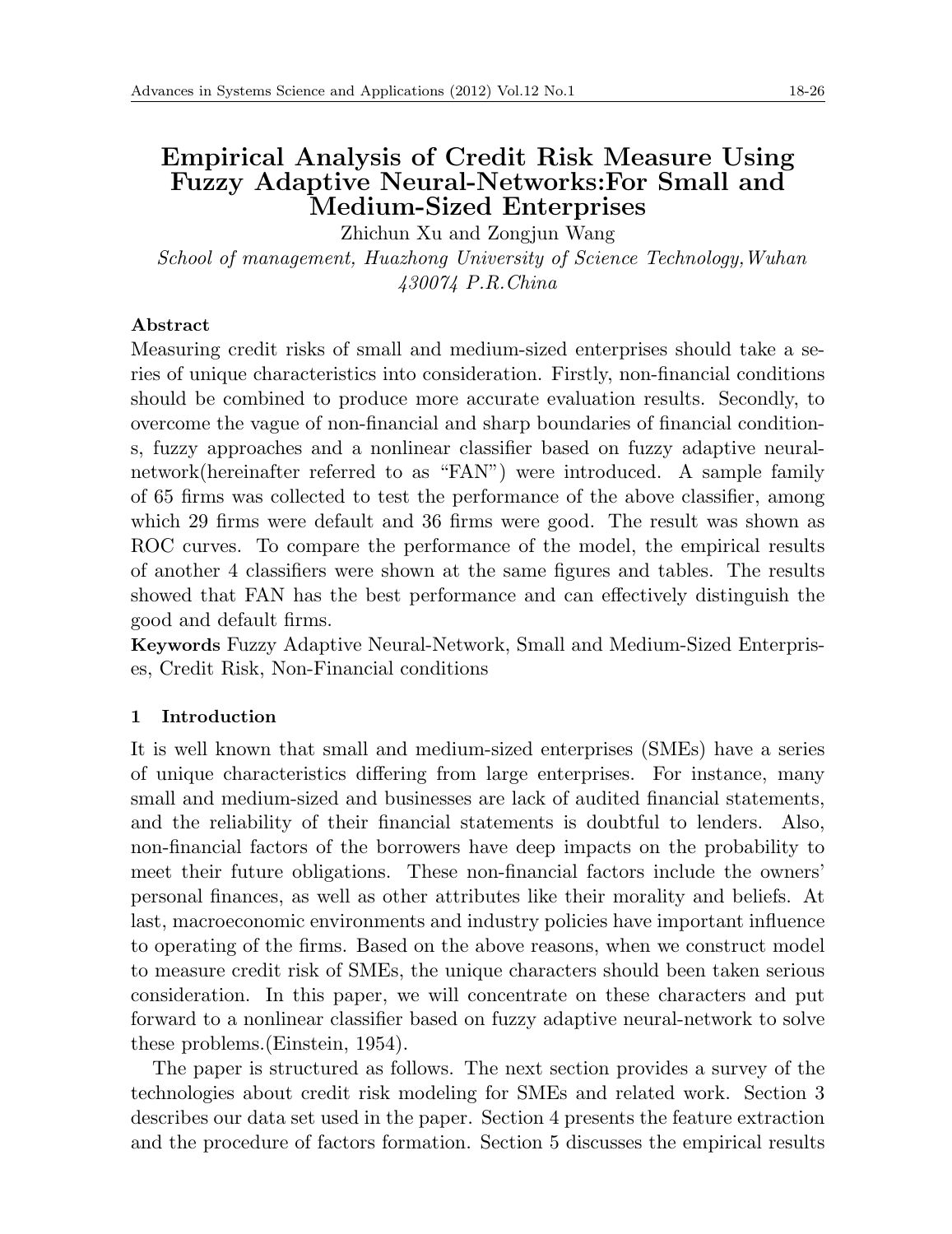# Empirical Analysis of Credit Risk Measure Using Fuzzy Adaptive Neural-Networks:For Small and Medium-Sized Enterprises

Zhichun Xu and Zongjun Wang

*School of management, Huazhong University of Science Technology,Wuhan 430074 P.R.China*

**Abstract**

Measuring credit risks of small and medium-sized enterprises should take a series of unique characteristics into consideration. Firstly, non-financial conditions should be combined to produce more accurate evaluation results. Secondly, to overcome the vague of non-financial and sharp boundaries of financial conditions, fuzzy approaches and a nonlinear classifier based on fuzzy adaptive neural-network(hereinafter referred to as "FAN") were introduced. A sample family of 65 firms was collected to test the performance of the above classifier, among which 29 firms were default and 36 firms were good. The result was shown as ROC curves. To compare the performance of the model, the empirical results of another 4 classifiers were shown at the same figures and tables. The results showed that FAN has the best performance and can effectively distinguish the good and default firms.

**Keywords** Fuzzy Adaptive Neural-Network, Small and Medium-Sized Enterprises, Credit Risk, Non-Financial conditions

## 1 Introduction

It is well known that small and medium-sized enterprises (SMEs) have a series of unique characteristics differing from large enterprises. For instance, many small and medium-sized and businesses are lack of audited financial statements, and the reliability of their financial statements is doubtful to lenders. Also, non-financial factors of the borrowers have deep impacts on the probability to meet their future obligations. These non-financial factors include the owners' personal finances, as well as other attributes like their morality and beliefs. At last, macroeconomic environments and industry policies have important influence to operating of the firms. Based on the above reasons, when we construct model to measure credit risk of SMEs, the unique characters should been taken serious consideration. In this paper, we will concentrate on these characters and put forward to a nonlinear classifier based on fuzzy adaptive neural-network to solve these problems.(Einstein, 1954).

The paper is structured as follows. The next section provides a survey of the technologies about credit risk modeling for SMEs and related work. Section 3 describes our data set used in the paper. Section 4 presents the feature extraction and the procedure of factors formation. Section 5 discusses the empirical results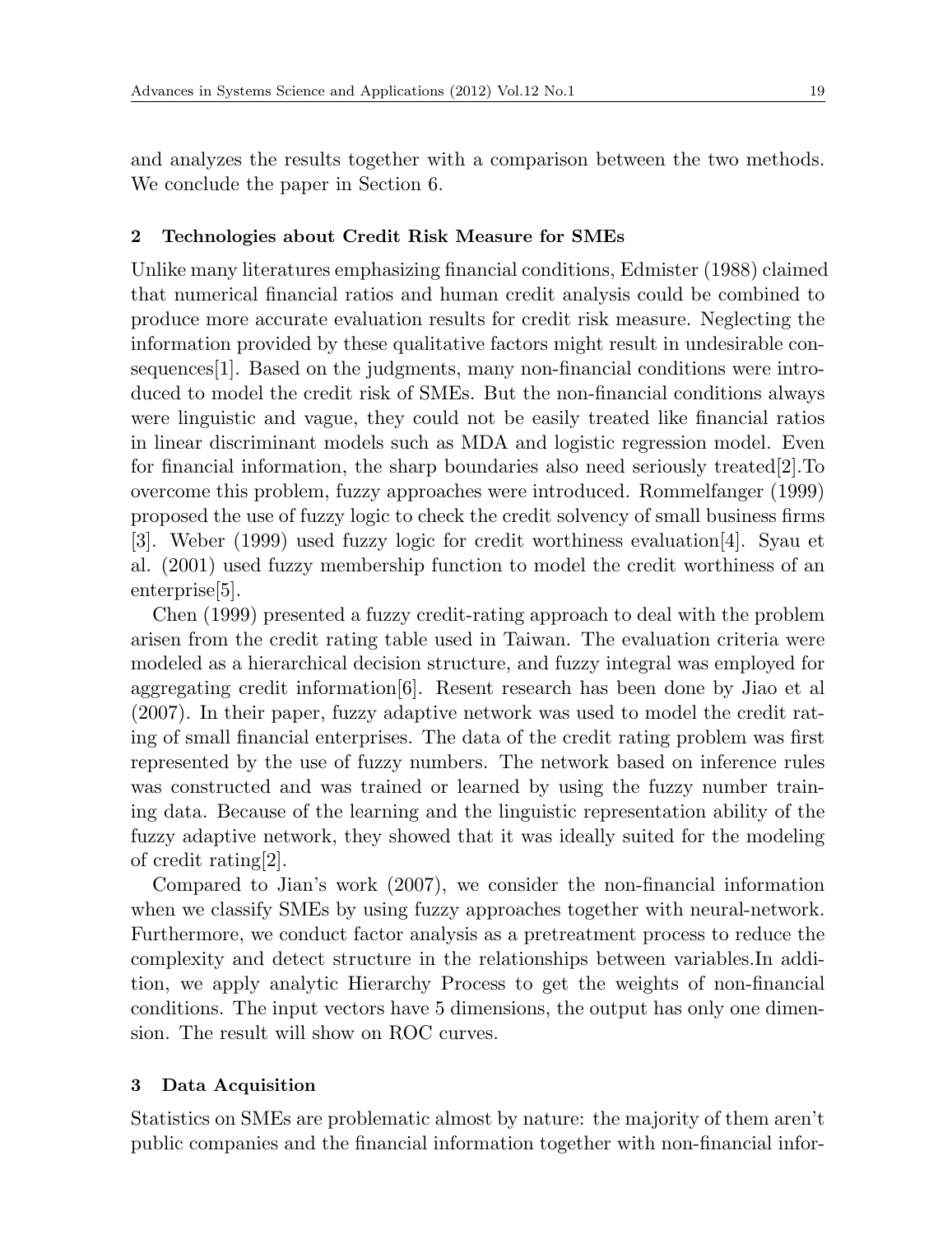and analyzes the results together with a comparison between the two methods. We conclude the paper in Section 6.

## 2 Technologies about Credit Risk Measure for SMEs

Unlike many literatures emphasizing financial conditions, Edmister (1988) claimed that numerical financial ratios and human credit analysis could be combined to produce more accurate evaluation results for credit risk measure. Neglecting the information provided by these qualitative factors might result in undesirable consequences[1]. Based on the judgments, many non-financial conditions were introduced to model the credit risk of SMEs. But the non-financial conditions always were linguistic and vague, they could not be easily treated like financial ratios in linear discriminant models such as MDA and logistic regression model. Even for financial information, the sharp boundaries also need seriously treated[2].To overcome this problem, fuzzy approaches were introduced. Rommelfanger (1999) proposed the use of fuzzy logic to check the credit solvency of small business firms [3]. Weber (1999) used fuzzy logic for credit worthiness evaluation[4]. Syau et al. (2001) used fuzzy membership function to model the credit worthiness of an enterprise[5].

Chen (1999) presented a fuzzy credit-rating approach to deal with the problem arisen from the credit rating table used in Taiwan. The evaluation criteria were modeled as a hierarchical decision structure, and fuzzy integral was employed for aggregating credit information[6]. Resent research has been done by Jiao et al (2007). In their paper, fuzzy adaptive network was used to model the credit rating of small financial enterprises. The data of the credit rating problem was first represented by the use of fuzzy numbers. The network based on inference rules was constructed and was trained or learned by using the fuzzy number training data. Because of the learning and the linguistic representation ability of the fuzzy adaptive network, they showed that it was ideally suited for the modeling of credit rating[2].

Compared to Jian's work (2007), we consider the non-financial information when we classify SMEs by using fuzzy approaches together with neural-network. Furthermore, we conduct factor analysis as a pretreatment process to reduce the complexity and detect structure in the relationships between variables.In addition, we apply analytic Hierarchy Process to get the weights of non-financial conditions. The input vectors have 5 dimensions, the output has only one dimension. The result will show on ROC curves.

## 3 Data Acquisition

Statistics on SMEs are problematic almost by nature: the majority of them aren't public companies and the financial information together with non-financial infor-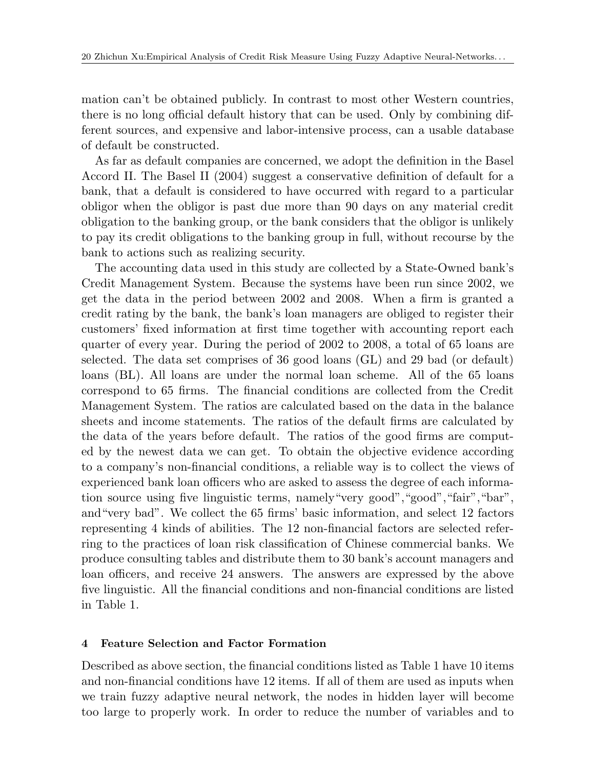mation can't be obtained publicly. In contrast to most other Western countries, there is no long official default history that can be used. Only by combining different sources, and expensive and labor-intensive process, can a usable database of default be constructed.

As far as default companies are concerned, we adopt the definition in the Basel Accord II. The Basel II (2004) suggest a conservative definition of default for a bank, that a default is considered to have occurred with regard to a particular obligor when the obligor is past due more than 90 days on any material credit obligation to the banking group, or the bank considers that the obligor is unlikely to pay its credit obligations to the banking group in full, without recourse by the bank to actions such as realizing security.

The accounting data used in this study are collected by a State-Owned bank's Credit Management System. Because the systems have been run since 2002, we get the data in the period between 2002 and 2008. When a firm is granted a credit rating by the bank, the bank's loan managers are obliged to register their customers' fixed information at first time together with accounting report each quarter of every year. During the period of 2002 to 2008, a total of 65 loans are selected. The data set comprises of 36 good loans (GL) and 29 bad (or default) loans (BL). All loans are under the normal loan scheme. All of the 65 loans correspond to 65 firms. The financial conditions are collected from the Credit Management System. The ratios are calculated based on the data in the balance sheets and income statements. The ratios of the default firms are calculated by the data of the years before default. The ratios of the good firms are computed by the newest data we can get. To obtain the objective evidence according to a company's non-financial conditions, a reliable way is to collect the views of experienced bank loan officers who are asked to assess the degree of each information source using five linguistic terms, namely"very good","good","fair","bar", and"very bad". We collect the 65 firms' basic information, and select 12 factors representing 4 kinds of abilities. The 12 non-financial factors are selected referring to the practices of loan risk classification of Chinese commercial banks. We produce consulting tables and distribute them to 30 bank's account managers and loan officers, and receive 24 answers. The answers are expressed by the above five linguistic. All the financial conditions and non-financial conditions are listed in Table 1.

## 4 Feature Selection and Factor Formation

Described as above section, the financial conditions listed as Table 1 have 10 items and non-financial conditions have 12 items. If all of them are used as inputs when we train fuzzy adaptive neural network, the nodes in hidden layer will become too large to properly work. In order to reduce the number of variables and to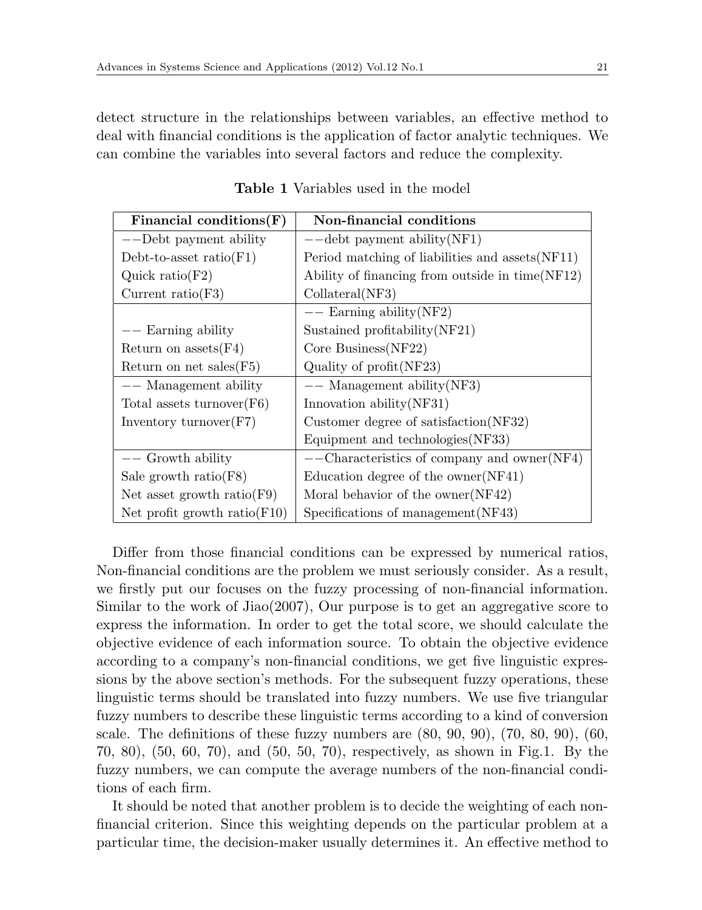detect structure in the relationships between variables, an effective method to deal with financial conditions is the application of factor analytic techniques. We can combine the variables into several factors and reduce the complexity.

**Table 1** Variables used in the model

| **Financial conditions(F)** | **Non-financial conditions** |
|---|---|
| −−Debt payment ability | −−debt payment ability(NF1) |
| Debt-to-asset ratio(F1) | Period matching of liabilities and assets(NF11) |
| Quick ratio(F2) | Ability of financing from outside in time(NF12) |
| Current ratio(F3) | Collateral(NF3) |
| | −− Earning ability(NF2) |
| −− Earning ability | Sustained profitability(NF21) |
| Return on assets(F4) | Core Business(NF22) |
| Return on net sales(F5) | Quality of profit(NF23) |
| −− Management ability | −− Management ability(NF3) |
| Total assets turnover(F6) | Innovation ability(NF31) |
| Inventory turnover(F7) | Customer degree of satisfaction(NF32) |
| | Equipment and technologies(NF33) |
| −− Growth ability | −−Characteristics of company and owner(NF4) |
| Sale growth ratio(F8) | Education degree of the owner(NF41) |
| Net asset growth ratio(F9) | Moral behavior of the owner(NF42) |
| Net profit growth ratio(F10) | Specifications of management(NF43) |

Differ from those financial conditions can be expressed by numerical ratios, Non-financial conditions are the problem we must seriously consider. As a result, we firstly put our focuses on the fuzzy processing of non-financial information. Similar to the work of Jiao(2007), Our purpose is to get an aggregative score to express the information. In order to get the total score, we should calculate the objective evidence of each information source. To obtain the objective evidence according to a company's non-financial conditions, we get five linguistic expressions by the above section's methods. For the subsequent fuzzy operations, these linguistic terms should be translated into fuzzy numbers. We use five triangular fuzzy numbers to describe these linguistic terms according to a kind of conversion scale. The definitions of these fuzzy numbers are (80, 90, 90), (70, 80, 90), (60, 70, 80), (50, 60, 70), and (50, 50, 70), respectively, as shown in Fig.1. By the fuzzy numbers, we can compute the average numbers of the non-financial conditions of each firm.

It should be noted that another problem is to decide the weighting of each non-financial criterion. Since this weighting depends on the particular problem at a particular time, the decision-maker usually determines it. An effective method to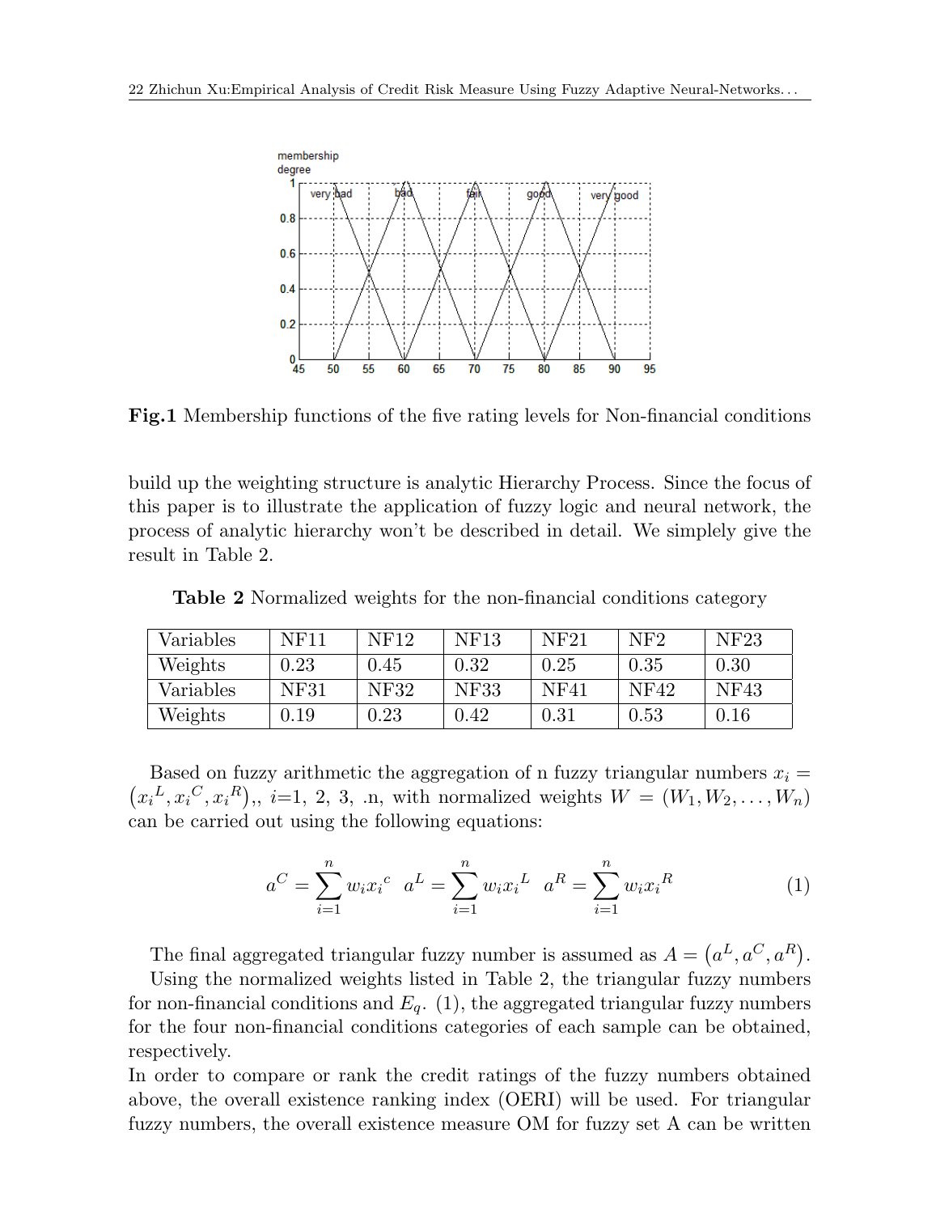membership degree

1

0.8

0.6

0.4

0.2

0

45 50 55 60 65 70 75 80 85 90 95

very bad bad fair good very good

**Fig.1** Membership functions of the five rating levels for Non-financial conditions

build up the weighting structure is analytic Hierarchy Process. Since the focus of this paper is to illustrate the application of fuzzy logic and neural network, the process of analytic hierarchy won't be described in detail. We simply give the result in Table 2.

**Table 2** Normalized weights for the non-financial conditions category

| | | | | | | |
|---|---|---|---|---|---|---|
| Variables | NF11 | NF12 | NF13 | NF21 | NF2 | NF23 |
| Weights | 0.23 | 0.45 | 0.32 | 0.25 | 0.35 | 0.30 |
| Variables | NF31 | NF32 | NF33 | NF41 | NF42 | NF43 |
| Weights | 0.19 | 0.23 | 0.42 | 0.31 | 0.53 | 0.16 |

Based on fuzzy arithmetic the aggregation of n fuzzy triangular numbers $x_i = \left({x_i}^L, {x_i}^C, {x_i}^R\right)$,, $i$=1, 2, 3, .n, with normalized weights $W = (W_1, W_2, \ldots, W_n)$ can be carried out using the following equations:

$$a^C = \sum_{i=1}^{n} w_i {x_i}^c \quad a^L = \sum_{i=1}^{n} w_i {x_i}^L \quad a^R = \sum_{i=1}^{n} w_i {x_i}^R \tag{1}$$

The final aggregated triangular fuzzy number is assumed as $A = \left(a^L, a^C, a^R\right)$.

Using the normalized weights listed in Table 2, the triangular fuzzy numbers for non-financial conditions and $E_q$. (1), the aggregated triangular fuzzy numbers for the four non-financial conditions categories of each sample can be obtained, respectively.

In order to compare or rank the credit ratings of the fuzzy numbers obtained above, the overall existence ranking index (OERI) will be used. For triangular fuzzy numbers, the overall existence measure OM for fuzzy set A can be written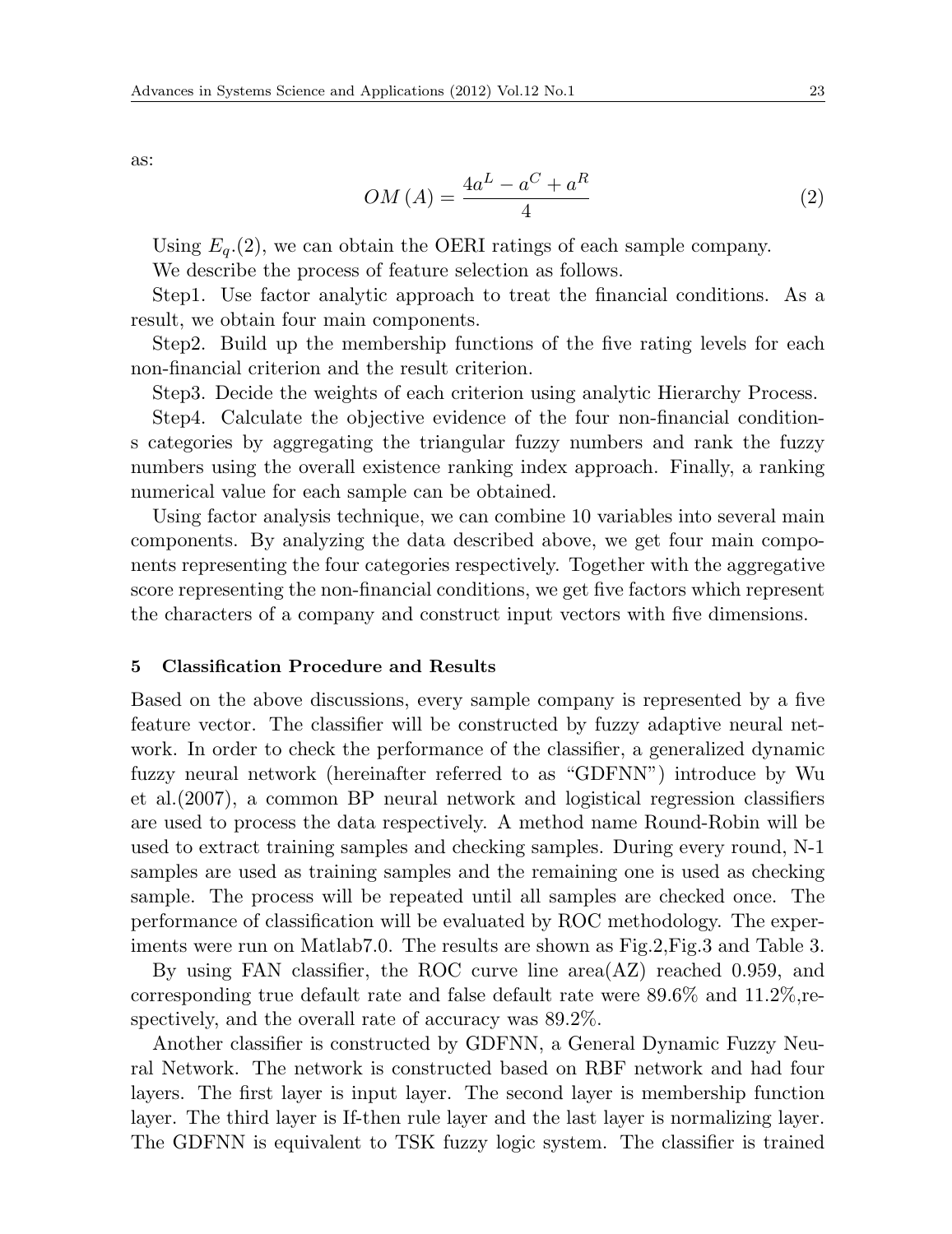as:

$$OM\left(A\right)=\frac{4a^{L}-a^{C}+a^{R}}{4} \tag{2}$$

Using $E_q$.(2), we can obtain the OERI ratings of each sample company.

We describe the process of feature selection as follows.

Step1. Use factor analytic approach to treat the financial conditions. As a result, we obtain four main components.

Step2. Build up the membership functions of the five rating levels for each non-financial criterion and the result criterion.

Step3. Decide the weights of each criterion using analytic Hierarchy Process.

Step4. Calculate the objective evidence of the four non-financial conditions categories by aggregating the triangular fuzzy numbers and rank the fuzzy numbers using the overall existence ranking index approach. Finally, a ranking numerical value for each sample can be obtained.

Using factor analysis technique, we can combine 10 variables into several main components. By analyzing the data described above, we get four main components representing the four categories respectively. Together with the aggregative score representing the non-financial conditions, we get five factors which represent the characters of a company and construct input vectors with five dimensions.

## 5 Classification Procedure and Results

Based on the above discussions, every sample company is represented by a five feature vector. The classifier will be constructed by fuzzy adaptive neural network. In order to check the performance of the classifier, a generalized dynamic fuzzy neural network (hereinafter referred to as "GDFNN") introduce by Wu et al.(2007), a common BP neural network and logistical regression classifiers are used to process the data respectively. A method name Round-Robin will be used to extract training samples and checking samples. During every round, N-1 samples are used as training samples and the remaining one is used as checking sample. The process will be repeated until all samples are checked once. The performance of classification will be evaluated by ROC methodology. The experiments were run on Matlab7.0. The results are shown as Fig.2,Fig.3 and Table 3.

By using FAN classifier, the ROC curve line area(AZ) reached 0.959, and corresponding true default rate and false default rate were 89.6% and 11.2%,respectively, and the overall rate of accuracy was 89.2%.

Another classifier is constructed by GDFNN, a General Dynamic Fuzzy Neural Network. The network is constructed based on RBF network and had four layers. The first layer is input layer. The second layer is membership function layer. The third layer is If-then rule layer and the last layer is normalizing layer. The GDFNN is equivalent to TSK fuzzy logic system. The classifier is trained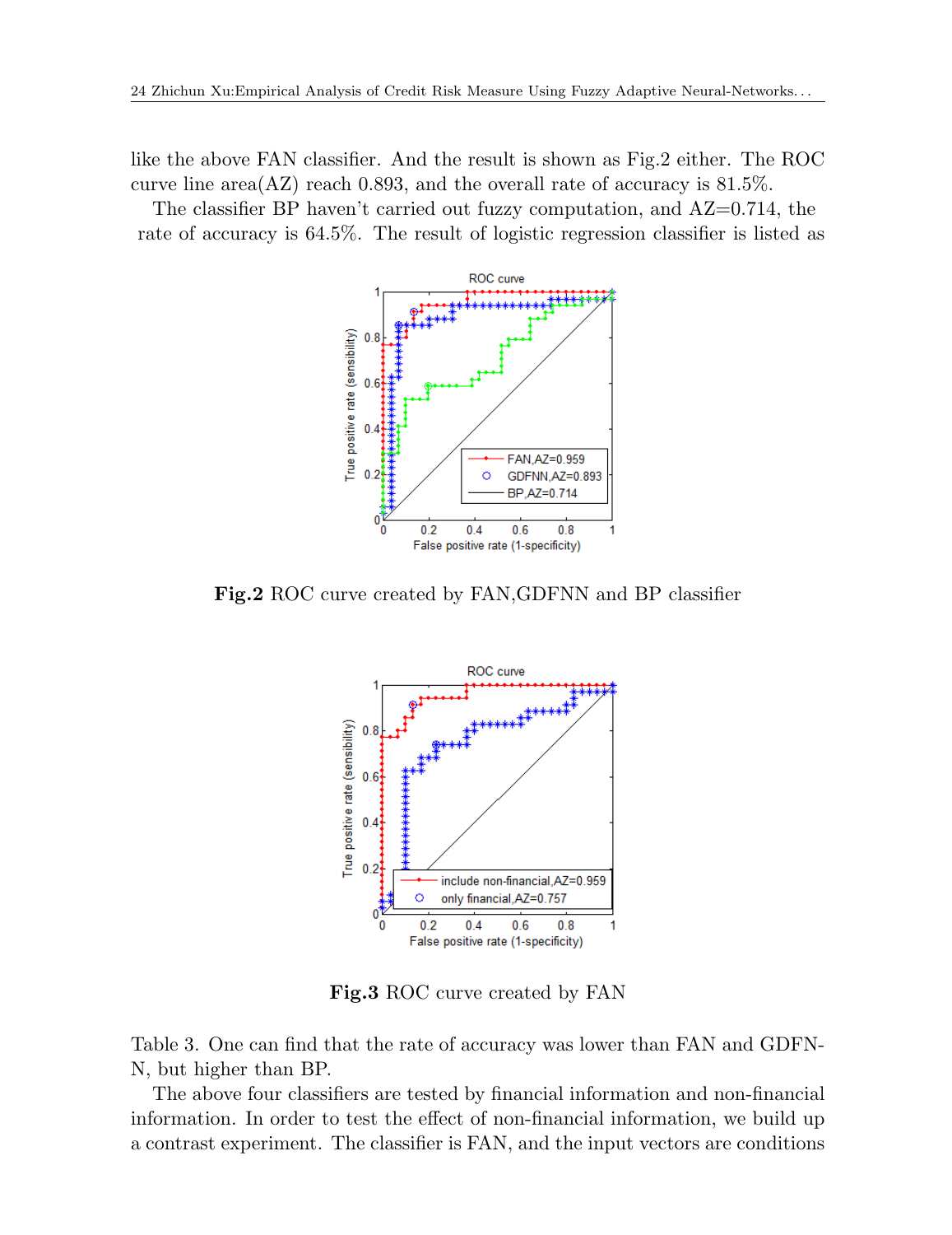like the above FAN classifier. And the result is shown as Fig.2 either. The ROC curve line area(AZ) reach 0.893, and the overall rate of accuracy is 81.5%.

The classifier BP haven't carried out fuzzy computation, and AZ=0.714, the rate of accuracy is 64.5%. The result of logistic regression classifier is listed as

ROC curve

True positive rate (sensibility)

False positive rate (1-specificity)

FAN,AZ=0.959

GDFNN,AZ=0.893

BP,AZ=0.714

**Fig.2** ROC curve created by FAN,GDFNN and BP classifier

ROC curve

True positive rate (sensibility)

False positive rate (1-specificity)

include non-financial,AZ=0.959

only financial,AZ=0.757

**Fig.3** ROC curve created by FAN

Table 3. One can find that the rate of accuracy was lower than FAN and GDFN-N, but higher than BP.

The above four classifiers are tested by financial information and non-financial information. In order to test the effect of non-financial information, we build up a contrast experiment. The classifier is FAN, and the input vectors are conditions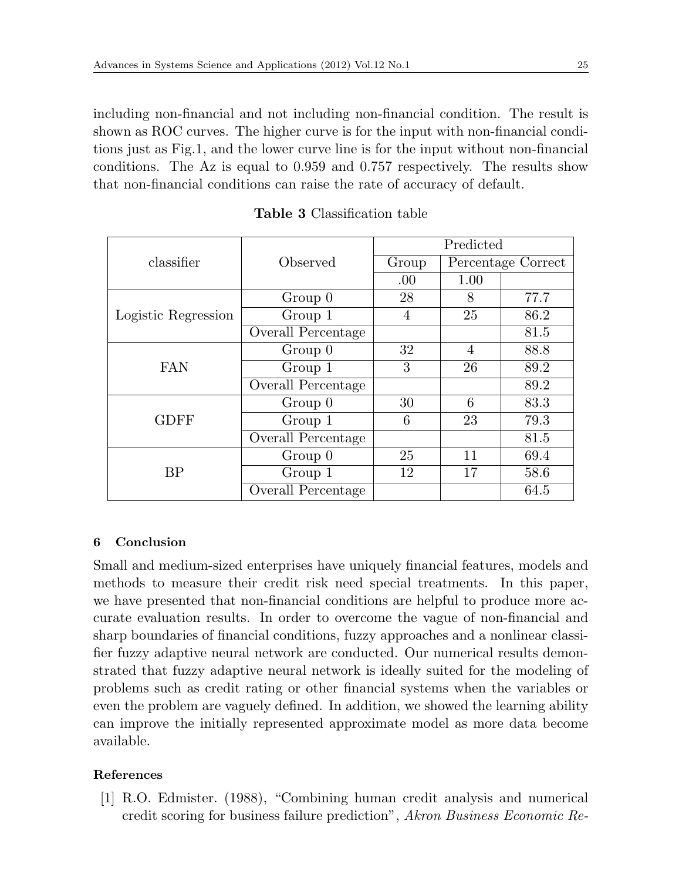including non-financial and not including non-financial condition. The result is shown as ROC curves. The higher curve is for the input with non-financial conditions just as Fig.1, and the lower curve line is for the input without non-financial conditions. The Az is equal to 0.959 and 0.757 respectively. The results show that non-financial conditions can raise the rate of accuracy of default.

**Table 3** Classification table

| classifier | Observed | Predicted | | |
|---|---|---|---|---|
| | | Group | Percentage Correct | |
| | | .00 | 1.00 | |
| Logistic Regression | Group 0 | 28 | 8 | 77.7 |
| | Group 1 | 4 | 25 | 86.2 |
| | Overall Percentage | | | 81.5 |
| FAN | Group 0 | 32 | 4 | 88.8 |
| | Group 1 | 3 | 26 | 89.2 |
| | Overall Percentage | | | 89.2 |
| GDFF | Group 0 | 30 | 6 | 83.3 |
| | Group 1 | 6 | 23 | 79.3 |
| | Overall Percentage | | | 81.5 |
| BP | Group 0 | 25 | 11 | 69.4 |
| | Group 1 | 12 | 17 | 58.6 |
| | Overall Percentage | | | 64.5 |

## 6 Conclusion

Small and medium-sized enterprises have uniquely financial features, models and methods to measure their credit risk need special treatments. In this paper, we have presented that non-financial conditions are helpful to produce more accurate evaluation results. In order to overcome the vague of non-financial and sharp boundaries of financial conditions, fuzzy approaches and a nonlinear classifier fuzzy adaptive neural network are conducted. Our numerical results demonstrated that fuzzy adaptive neural network is ideally suited for the modeling of problems such as credit rating or other financial systems when the variables or even the problem are vaguely defined. In addition, we showed the learning ability can improve the initially represented approximate model as more data become available.

### References

[1] R.O. Edmister. (1988), "Combining human credit analysis and numerical credit scoring for business failure prediction", *Akron Business Economic Re-*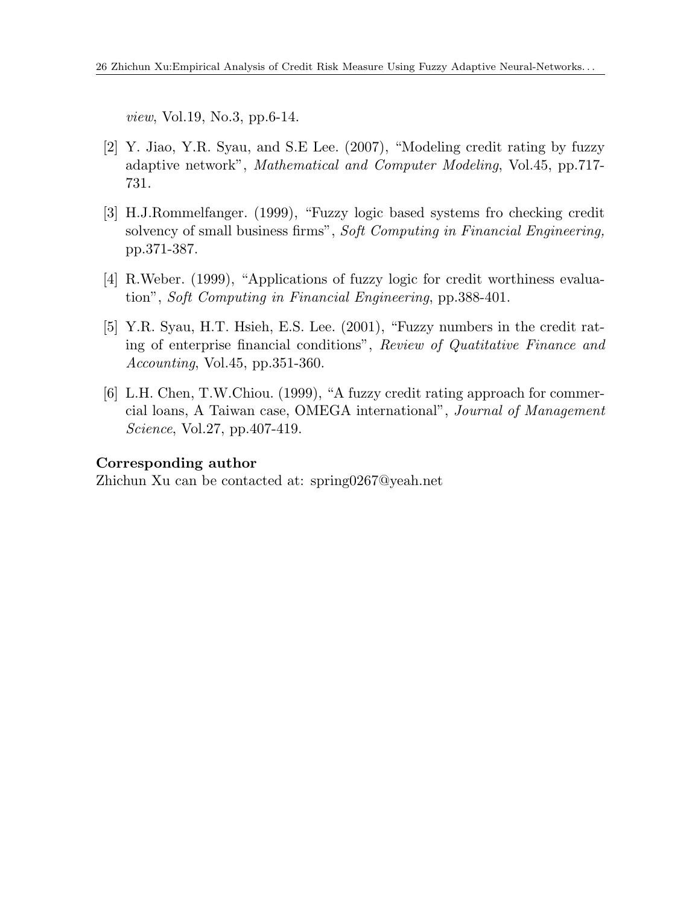*view*, Vol.19, No.3, pp.6-14.

[2] Y. Jiao, Y.R. Syau, and S.E Lee. (2007), "Modeling credit rating by fuzzy adaptive network", *Mathematical and Computer Modeling*, Vol.45, pp.717-731.

[3] H.J.Rommelfanger. (1999), "Fuzzy logic based systems fro checking credit solvency of small business firms", *Soft Computing in Financial Engineering,* pp.371-387.

[4] R.Weber. (1999), "Applications of fuzzy logic for credit worthiness evaluation", *Soft Computing in Financial Engineering*, pp.388-401.

[5] Y.R. Syau, H.T. Hsieh, E.S. Lee. (2001), "Fuzzy numbers in the credit rating of enterprise financial conditions", *Review of Quatitative Finance and Accounting*, Vol.45, pp.351-360.

[6] L.H. Chen, T.W.Chiou. (1999), "A fuzzy credit rating approach for commercial loans, A Taiwan case, OMEGA international", *Journal of Management Science*, Vol.27, pp.407-419.

**Corresponding author**

Zhichun Xu can be contacted at: spring0267@yeah.net